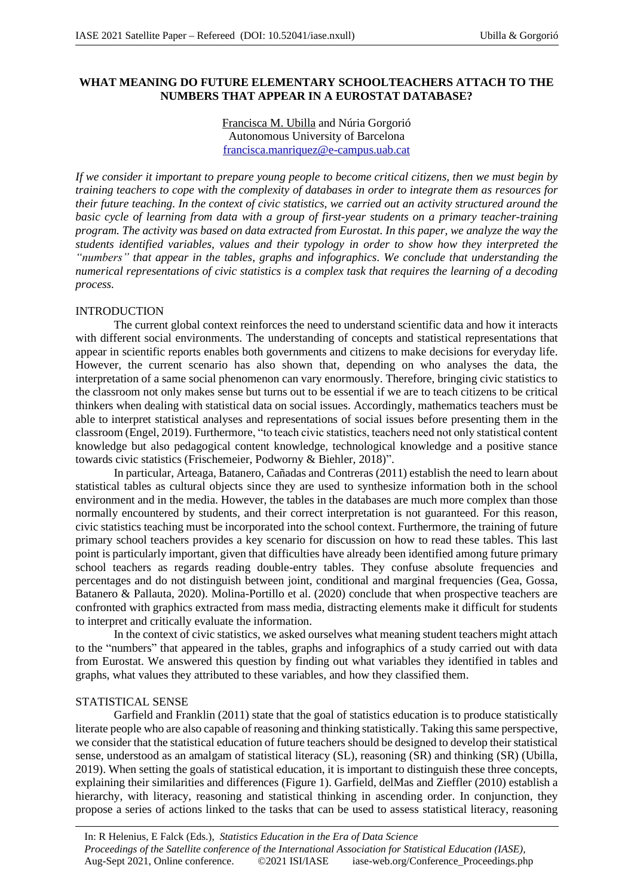# WHAT MEANING DO FUTURE ELEMENTARY SCHOOLTEACHERS ATTACH TO THE NUMBERS THAT APPEAR IN A EUROSTAT DATABASE?

Francisca M. Ubilla and Núria Gorgorió
Autonomous University of Barcelona
francisca.manriquez@e-campus.uab.cat

*If we consider it important to prepare young people to become critical citizens, then we must begin by training teachers to cope with the complexity of databases in order to integrate them as resources for their future teaching. In the context of civic statistics, we carried out an activity structured around the basic cycle of learning from data with a group of first-year students on a primary teacher-training program. The activity was based on data extracted from Eurostat. In this paper, we analyze the way the students identified variables, values and their typology in order to show how they interpreted the "numbers" that appear in the tables, graphs and infographics. We conclude that understanding the numerical representations of civic statistics is a complex task that requires the learning of a decoding process.*

## INTRODUCTION

The current global context reinforces the need to understand scientific data and how it interacts with different social environments. The understanding of concepts and statistical representations that appear in scientific reports enables both governments and citizens to make decisions for everyday life. However, the current scenario has also shown that, depending on who analyses the data, the interpretation of a same social phenomenon can vary enormously. Therefore, bringing civic statistics to the classroom not only makes sense but turns out to be essential if we are to teach citizens to be critical thinkers when dealing with statistical data on social issues. Accordingly, mathematics teachers must be able to interpret statistical analyses and representations of social issues before presenting them in the classroom (Engel, 2019). Furthermore, "to teach civic statistics, teachers need not only statistical content knowledge but also pedagogical content knowledge, technological knowledge and a positive stance towards civic statistics (Frischemeier, Podworny & Biehler, 2018)".

In particular, Arteaga, Batanero, Cañadas and Contreras (2011) establish the need to learn about statistical tables as cultural objects since they are used to synthesize information both in the school environment and in the media. However, the tables in the databases are much more complex than those normally encountered by students, and their correct interpretation is not guaranteed. For this reason, civic statistics teaching must be incorporated into the school context. Furthermore, the training of future primary school teachers provides a key scenario for discussion on how to read these tables. This last point is particularly important, given that difficulties have already been identified among future primary school teachers as regards reading double-entry tables. They confuse absolute frequencies and percentages and do not distinguish between joint, conditional and marginal frequencies (Gea, Gossa, Batanero & Pallauta, 2020). Molina-Portillo et al. (2020) conclude that when prospective teachers are confronted with graphics extracted from mass media, distracting elements make it difficult for students to interpret and critically evaluate the information.

In the context of civic statistics, we asked ourselves what meaning student teachers might attach to the "numbers" that appeared in the tables, graphs and infographics of a study carried out with data from Eurostat. We answered this question by finding out what variables they identified in tables and graphs, what values they attributed to these variables, and how they classified them.

## STATISTICAL SENSE

Garfield and Franklin (2011) state that the goal of statistics education is to produce statistically literate people who are also capable of reasoning and thinking statistically. Taking this same perspective, we consider that the statistical education of future teachers should be designed to develop their statistical sense, understood as an amalgam of statistical literacy (SL), reasoning (SR) and thinking (SR) (Ubilla, 2019). When setting the goals of statistical education, it is important to distinguish these three concepts, explaining their similarities and differences (Figure 1). Garfield, delMas and Zieffler (2010) establish a hierarchy, with literacy, reasoning and statistical thinking in ascending order. In conjunction, they propose a series of actions linked to the tasks that can be used to assess statistical literacy, reasoning

In: R Helenius, E Falck (Eds.), *Statistics Education in the Era of Data Science*
*Proceedings of the Satellite conference of the International Association for Statistical Education (IASE)*,
Aug-Sept 2021, Online conference. ©2021 ISI/IASE iase-web.org/Conference_Proceedings.php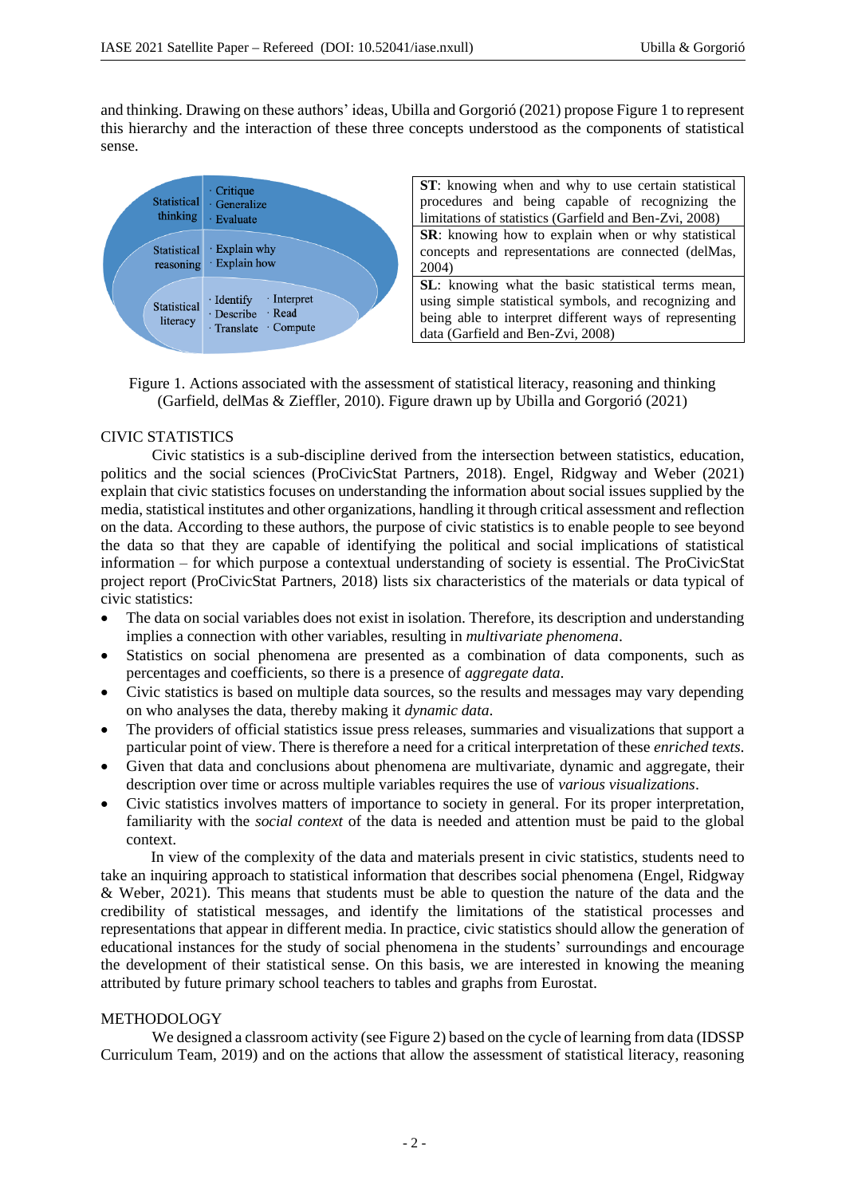and thinking. Drawing on these authors' ideas, Ubilla and Gorgorió (2021) propose Figure 1 to represent this hierarchy and the interaction of these three concepts understood as the components of statistical sense.

| Statistical thinking | · Critique · Generalize · Evaluate |
|---|---|
| Statistical reasoning | · Explain why · Explain how |
| Statistical literacy | · Identify · Describe · Translate · Interpret · Read · Compute |

| |
|---|
| **ST**: knowing when and why to use certain statistical procedures and being capable of recognizing the limitations of statistics (Garfield and Ben-Zvi, 2008) |
| **SR**: knowing how to explain when or why statistical concepts and representations are connected (delMas, 2004) |
| **SL**: knowing what the basic statistical terms mean, using simple statistical symbols, and recognizing and being able to interpret different ways of representing data (Garfield and Ben-Zvi, 2008) |

Figure 1. Actions associated with the assessment of statistical literacy, reasoning and thinking (Garfield, delMas & Zieffler, 2010). Figure drawn up by Ubilla and Gorgorió (2021)

## CIVIC STATISTICS

Civic statistics is a sub-discipline derived from the intersection between statistics, education, politics and the social sciences (ProCivicStat Partners, 2018). Engel, Ridgway and Weber (2021) explain that civic statistics focuses on understanding the information about social issues supplied by the media, statistical institutes and other organizations, handling it through critical assessment and reflection on the data. According to these authors, the purpose of civic statistics is to enable people to see beyond the data so that they are capable of identifying the political and social implications of statistical information – for which purpose a contextual understanding of society is essential. The ProCivicStat project report (ProCivicStat Partners, 2018) lists six characteristics of the materials or data typical of civic statistics:

- The data on social variables does not exist in isolation. Therefore, its description and understanding implies a connection with other variables, resulting in *multivariate phenomena*.
- Statistics on social phenomena are presented as a combination of data components, such as percentages and coefficients, so there is a presence of *aggregate data*.
- Civic statistics is based on multiple data sources, so the results and messages may vary depending on who analyses the data, thereby making it *dynamic data*.
- The providers of official statistics issue press releases, summaries and visualizations that support a particular point of view. There is therefore a need for a critical interpretation of these *enriched texts*.
- Given that data and conclusions about phenomena are multivariate, dynamic and aggregate, their description over time or across multiple variables requires the use of *various visualizations*.
- Civic statistics involves matters of importance to society in general. For its proper interpretation, familiarity with the *social context* of the data is needed and attention must be paid to the global context.

In view of the complexity of the data and materials present in civic statistics, students need to take an inquiring approach to statistical information that describes social phenomena (Engel, Ridgway & Weber, 2021). This means that students must be able to question the nature of the data and the credibility of statistical messages, and identify the limitations of the statistical processes and representations that appear in different media. In practice, civic statistics should allow the generation of educational instances for the study of social phenomena in the students' surroundings and encourage the development of their statistical sense. On this basis, we are interested in knowing the meaning attributed by future primary school teachers to tables and graphs from Eurostat.

## METHODOLOGY

We designed a classroom activity (see Figure 2) based on the cycle of learning from data (IDSSP Curriculum Team, 2019) and on the actions that allow the assessment of statistical literacy, reasoning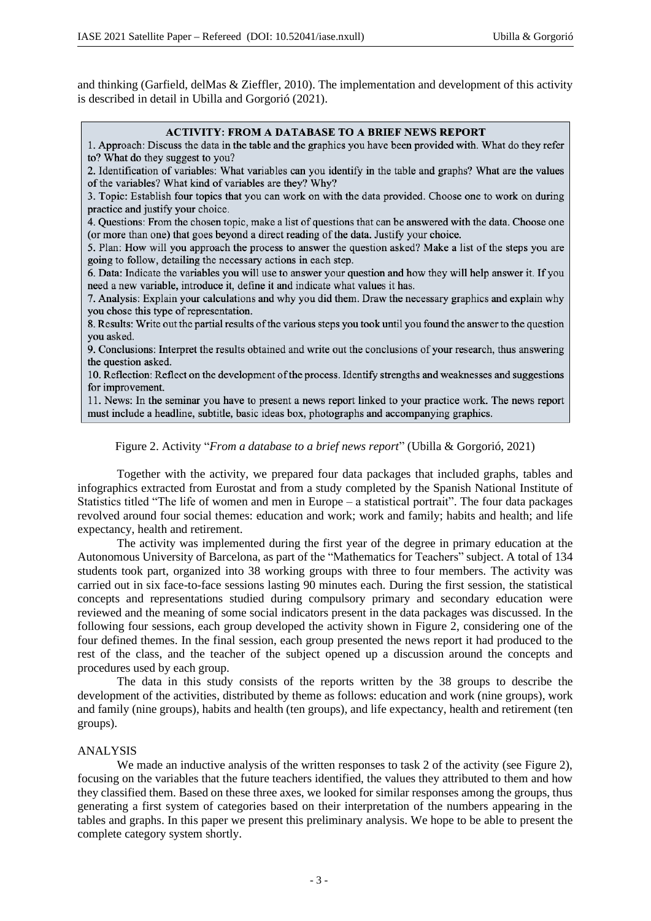and thinking (Garfield, delMas & Zieffler, 2010). The implementation and development of this activity is described in detail in Ubilla and Gorgorió (2021).

**ACTIVITY: FROM A DATABASE TO A BRIEF NEWS REPORT**

1. Approach: Discuss the data in the table and the graphics you have been provided with. What do they refer to? What do they suggest to you?
2. Identification of variables: What variables can you identify in the table and graphs? What are the values of the variables? What kind of variables are they? Why?
3. Topic: Establish four topics that you can work on with the data provided. Choose one to work on during practice and justify your choice.
4. Questions: From the chosen topic, make a list of questions that can be answered with the data. Choose one (or more than one) that goes beyond a direct reading of the data. Justify your choice.
5. Plan: How will you approach the process to answer the question asked? Make a list of the steps you are going to follow, detailing the necessary actions in each step.
6. Data: Indicate the variables you will use to answer your question and how they will help answer it. If you need a new variable, introduce it, define it and indicate what values it has.
7. Analysis: Explain your calculations and why you did them. Draw the necessary graphics and explain why you chose this type of representation.
8. Results: Write out the partial results of the various steps you took until you found the answer to the question you asked.
9. Conclusions: Interpret the results obtained and write out the conclusions of your research, thus answering the question asked.
10. Reflection: Reflect on the development of the process. Identify strengths and weaknesses and suggestions for improvement.
11. News: In the seminar you have to present a news report linked to your practice work. The news report must include a headline, subtitle, basic ideas box, photographs and accompanying graphics.

Figure 2. Activity "*From a database to a brief news report*" (Ubilla & Gorgorió, 2021)

Together with the activity, we prepared four data packages that included graphs, tables and infographics extracted from Eurostat and from a study completed by the Spanish National Institute of Statistics titled "The life of women and men in Europe – a statistical portrait". The four data packages revolved around four social themes: education and work; work and family; habits and health; and life expectancy, health and retirement.

The activity was implemented during the first year of the degree in primary education at the Autonomous University of Barcelona, as part of the "Mathematics for Teachers" subject. A total of 134 students took part, organized into 38 working groups with three to four members. The activity was carried out in six face-to-face sessions lasting 90 minutes each. During the first session, the statistical concepts and representations studied during compulsory primary and secondary education were reviewed and the meaning of some social indicators present in the data packages was discussed. In the following four sessions, each group developed the activity shown in Figure 2, considering one of the four defined themes. In the final session, each group presented the news report it had produced to the rest of the class, and the teacher of the subject opened up a discussion around the concepts and procedures used by each group.

The data in this study consists of the reports written by the 38 groups to describe the development of the activities, distributed by theme as follows: education and work (nine groups), work and family (nine groups), habits and health (ten groups), and life expectancy, health and retirement (ten groups).

## ANALYSIS

We made an inductive analysis of the written responses to task 2 of the activity (see Figure 2), focusing on the variables that the future teachers identified, the values they attributed to them and how they classified them. Based on these three axes, we looked for similar responses among the groups, thus generating a first system of categories based on their interpretation of the numbers appearing in the tables and graphs. In this paper we present this preliminary analysis. We hope to be able to present the complete category system shortly.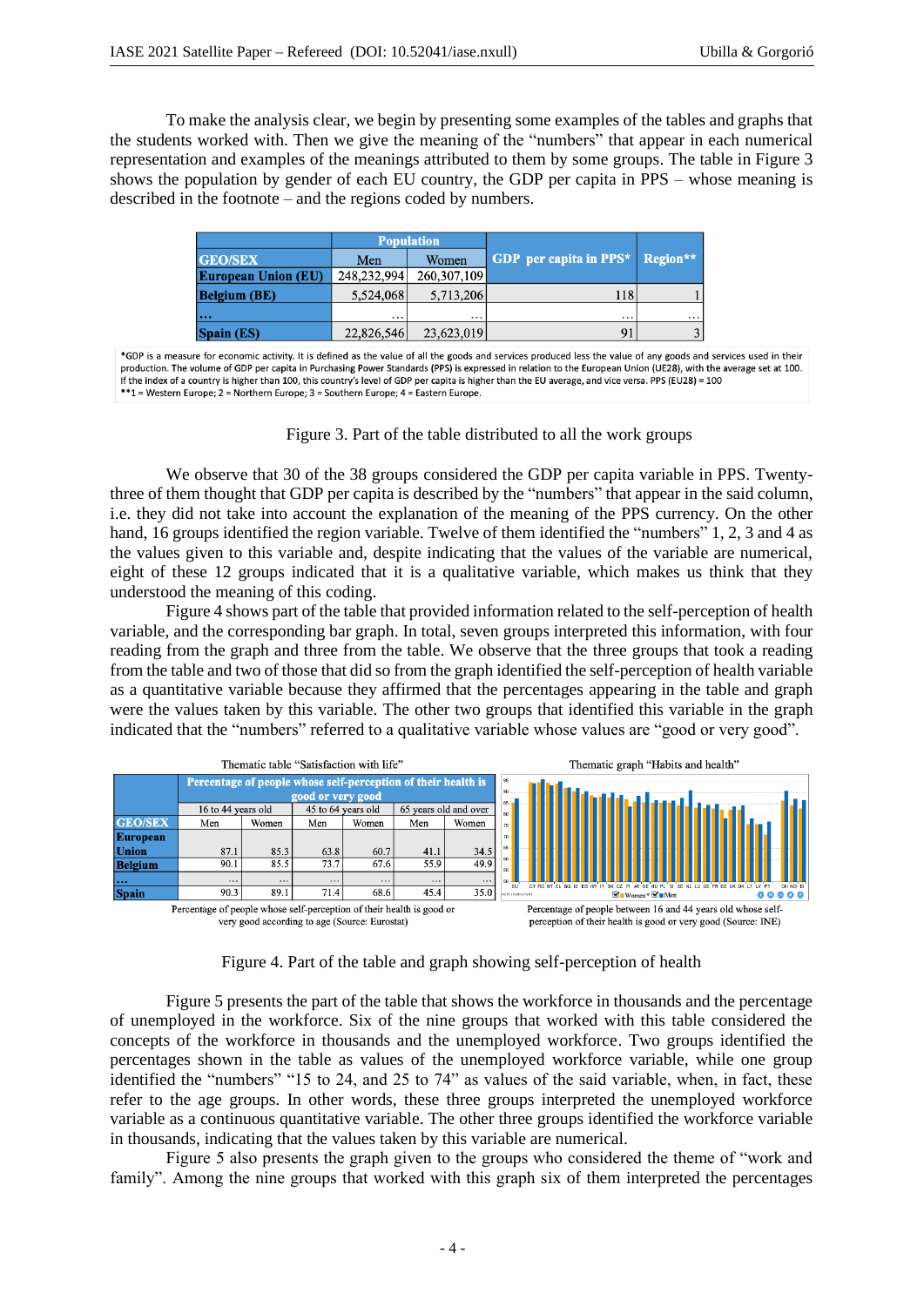To make the analysis clear, we begin by presenting some examples of the tables and graphs that the students worked with. Then we give the meaning of the "numbers" that appear in each numerical representation and examples of the meanings attributed to them by some groups. The table in Figure 3 shows the population by gender of each EU country, the GDP per capita in PPS – whose meaning is described in the footnote – and the regions coded by numbers.

| GEO/SEX | Population | | GDP per capita in PPS* | Region** |
|---|---|---|---|---|
| | Men | Women | | |
| **European Union (EU)** | 248,232,994 | 260,307,109 | | |
| **Belgium (BE)** | 5,524,068 | 5,713,206 | 118 | 1 |
| **...** | ... | ... | ... | ... |
| **Spain (ES)** | 22,826,546 | 23,623,019 | 91 | 3 |

*GDP is a measure for economic activity. It is defined as the value of all the goods and services produced less the value of any goods and services used in their production. The volume of GDP per capita in Purchasing Power Standards (PPS) is expressed in relation to the European Union (UE28), with the average set at 100. If the index of a country is higher than 100, this country's level of GDP per capita is higher than the EU average, and vice versa. PPS (EU28) = 100
**1 = Western Europe; 2 = Northern Europe; 3 = Southern Europe; 4 = Eastern Europe.

Figure 3. Part of the table distributed to all the work groups

We observe that 30 of the 38 groups considered the GDP per capita variable in PPS. Twenty-three of them thought that GDP per capita is described by the "numbers" that appear in the said column, i.e. they did not take into account the explanation of the meaning of the PPS currency. On the other hand, 16 groups identified the region variable. Twelve of them identified the "numbers" 1, 2, 3 and 4 as the values given to this variable and, despite indicating that the values of the variable are numerical, eight of these 12 groups indicated that it is a qualitative variable, which makes us think that they understood the meaning of this coding.

Figure 4 shows part of the table that provided information related to the self-perception of health variable, and the corresponding bar graph. In total, seven groups interpreted this information, with four reading from the graph and three from the table. We observe that the three groups that took a reading from the table and two of those that did so from the graph identified the self-perception of health variable as a quantitative variable because they affirmed that the percentages appearing in the table and graph were the values taken by this variable. The other two groups that identified this variable in the graph indicated that the "numbers" referred to a qualitative variable whose values are "good or very good".

Thematic table "Satisfaction with life"

| GEO/SEX | Percentage of people whose self-perception of their health is good or very good | | | | | |
|---|---|---|---|---|---|---|
| | 16 to 44 years old | | 45 to 64 years old | | 65 years old and over | |
| | Men | Women | Men | Women | Men | Women |
| **European Union** | 87.1 | 85.3 | 63.8 | 60.7 | 41.1 | 34.5 |
| **Belgium** | 90.1 | 85.5 | 73.7 | 67.6 | 55.9 | 49.9 |
| **...** | ... | ... | ... | ... | ... | ... |
| **Spain** | 90.3 | 89.1 | 71.4 | 68.6 | 45.4 | 35.0 |

Percentage of people whose self-perception of their health is good or very good according to age (Source: Eurostat)

Thematic graph "Habits and health"

Percentage of people between 16 and 44 years old whose self-perception of their health is good or very good (Source: INE)

Figure 4. Part of the table and graph showing self-perception of health

Figure 5 presents the part of the table that shows the workforce in thousands and the percentage of unemployed in the workforce. Six of the nine groups that worked with this table considered the concepts of the workforce in thousands and the unemployed workforce. Two groups identified the percentages shown in the table as values of the unemployed workforce variable, while one group identified the "numbers" "15 to 24, and 25 to 74" as values of the said variable, when, in fact, these refer to the age groups. In other words, these three groups interpreted the unemployed workforce variable as a continuous quantitative variable. The other three groups identified the workforce variable in thousands, indicating that the values taken by this variable are numerical.

Figure 5 also presents the graph given to the groups who considered the theme of "work and family". Among the nine groups that worked with this graph six of them interpreted the percentages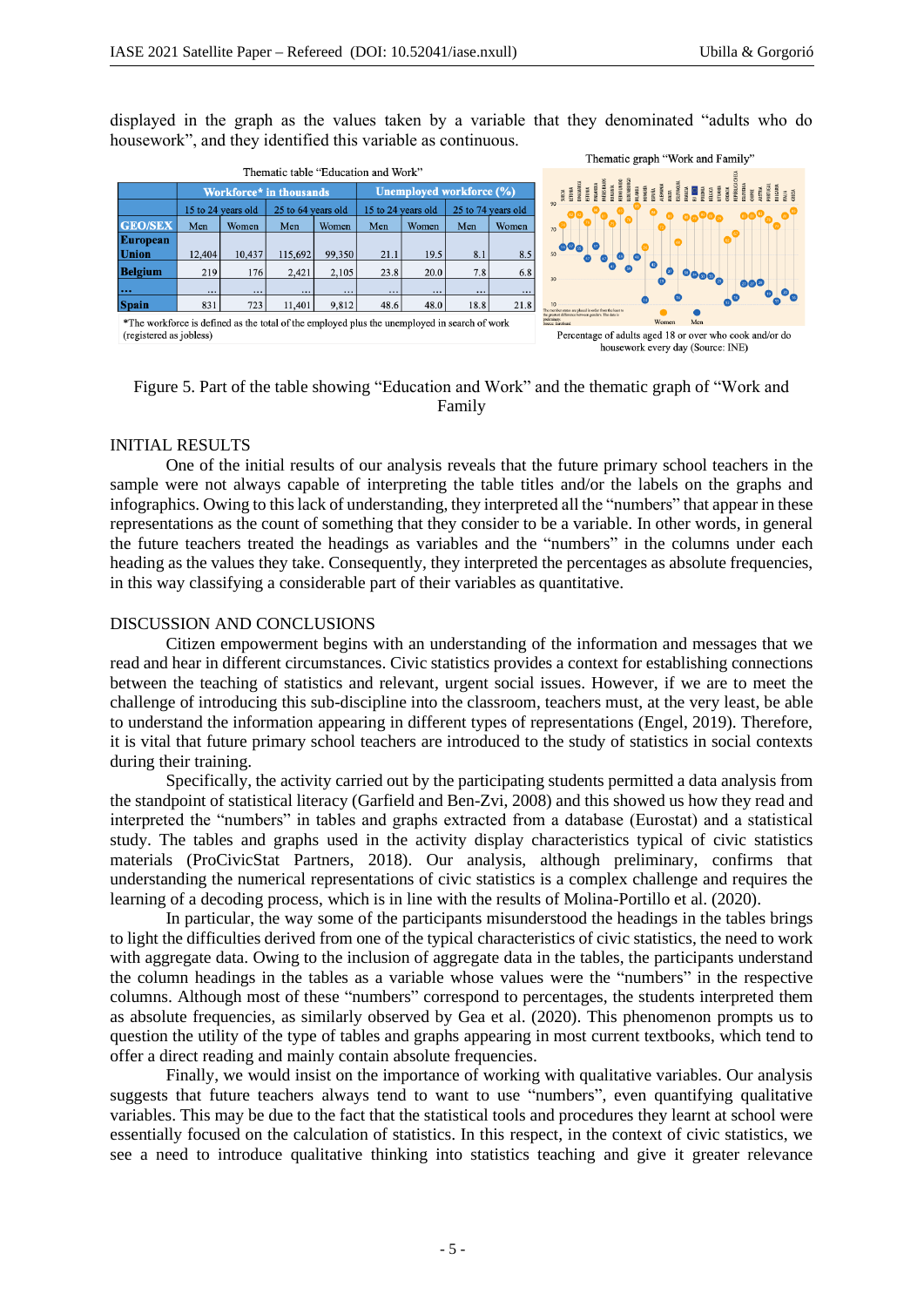displayed in the graph as the values taken by a variable that they denominated "adults who do housework", and they identified this variable as continuous.

Thematic table "Education and Work"

| | Workforce* in thousands | | | | Unemployed workforce (%) | | | |
|---|---|---|---|---|---|---|---|---|
| | 15 to 24 years old | | 25 to 64 years old | | 15 to 24 years old | | 25 to 74 years old | |
| GEO/SEX | Men | Women | Men | Women | Men | Women | Men | Women |
| European Union | 12,404 | 10,437 | 115,692 | 99,350 | 21.1 | 19.5 | 8.1 | 8.5 |
| Belgium | 219 | 176 | 2,421 | 2,105 | 23.8 | 20.0 | 7.8 | 6.8 |
| ... | ... | ... | ... | ... | ... | ... | ... | ... |
| Spain | 831 | 723 | 11,401 | 9,812 | 48.6 | 48.0 | 18.8 | 21.8 |

*The workforce is defined as the total of the employed plus the unemployed in search of work (registered as jobless)

Thematic graph "Work and Family"

Percentage of adults aged 18 or over who cook and/or do housework every day (Source: INE)

Figure 5. Part of the table showing "Education and Work" and the thematic graph of "Work and Family"

## INITIAL RESULTS

One of the initial results of our analysis reveals that the future primary school teachers in the sample were not always capable of interpreting the table titles and/or the labels on the graphs and infographics. Owing to this lack of understanding, they interpreted all the "numbers" that appear in these representations as the count of something that they consider to be a variable. In other words, in general the future teachers treated the headings as variables and the "numbers" in the columns under each heading as the values they take. Consequently, they interpreted the percentages as absolute frequencies, in this way classifying a considerable part of their variables as quantitative.

## DISCUSSION AND CONCLUSIONS

Citizen empowerment begins with an understanding of the information and messages that we read and hear in different circumstances. Civic statistics provides a context for establishing connections between the teaching of statistics and relevant, urgent social issues. However, if we are to meet the challenge of introducing this sub-discipline into the classroom, teachers must, at the very least, be able to understand the information appearing in different types of representations (Engel, 2019). Therefore, it is vital that future primary school teachers are introduced to the study of statistics in social contexts during their training.

Specifically, the activity carried out by the participating students permitted a data analysis from the standpoint of statistical literacy (Garfield and Ben-Zvi, 2008) and this showed us how they read and interpreted the "numbers" in tables and graphs extracted from a database (Eurostat) and a statistical study. The tables and graphs used in the activity display characteristics typical of civic statistics materials (ProCivicStat Partners, 2018). Our analysis, although preliminary, confirms that understanding the numerical representations of civic statistics is a complex challenge and requires the learning of a decoding process, which is in line with the results of Molina-Portillo et al. (2020).

In particular, the way some of the participants misunderstood the headings in the tables brings to light the difficulties derived from one of the typical characteristics of civic statistics, the need to work with aggregate data. Owing to the inclusion of aggregate data in the tables, the participants understand the column headings in the tables as a variable whose values were the "numbers" in the respective columns. Although most of these "numbers" correspond to percentages, the students interpreted them as absolute frequencies, as similarly observed by Gea et al. (2020). This phenomenon prompts us to question the utility of the type of tables and graphs appearing in most current textbooks, which tend to offer a direct reading and mainly contain absolute frequencies.

Finally, we would insist on the importance of working with qualitative variables. Our analysis suggests that future teachers always tend to want to use "numbers", even quantifying qualitative variables. This may be due to the fact that the statistical tools and procedures they learnt at school were essentially focused on the calculation of statistics. In this respect, in the context of civic statistics, we see a need to introduce qualitative thinking into statistics teaching and give it greater relevance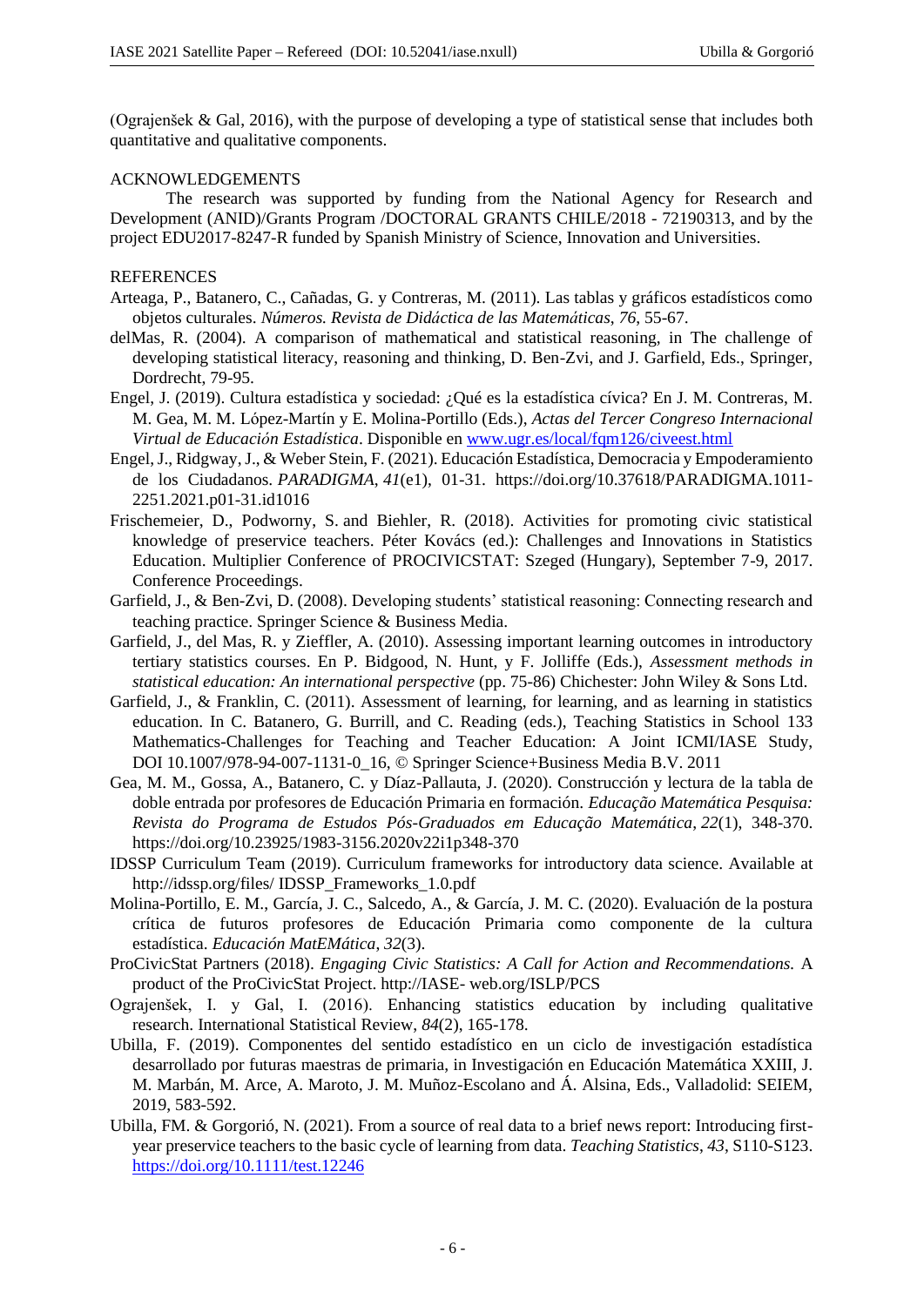(Ograjenšek & Gal, 2016), with the purpose of developing a type of statistical sense that includes both quantitative and qualitative components.

## ACKNOWLEDGEMENTS

The research was supported by funding from the National Agency for Research and Development (ANID)/Grants Program /DOCTORAL GRANTS CHILE/2018 - 72190313, and by the project EDU2017-8247-R funded by Spanish Ministry of Science, Innovation and Universities.

## REFERENCES

Arteaga, P., Batanero, C., Cañadas, G. y Contreras, M. (2011). Las tablas y gráficos estadísticos como objetos culturales. *Números. Revista de Didáctica de las Matemáticas*, *76*, 55-67.

delMas, R. (2004). A comparison of mathematical and statistical reasoning, in The challenge of developing statistical literacy, reasoning and thinking, D. Ben-Zvi, and J. Garfield, Eds., Springer, Dordrecht, 79-95.

Engel, J. (2019). Cultura estadística y sociedad: ¿Qué es la estadística cívica? En J. M. Contreras, M. M. Gea, M. M. López-Martín y E. Molina-Portillo (Eds.), *Actas del Tercer Congreso Internacional Virtual de Educación Estadística*. Disponible en www.ugr.es/local/fqm126/civeest.html

Engel, J., Ridgway, J., & Weber Stein, F. (2021). Educación Estadística, Democracia y Empoderamiento de los Ciudadanos. *PARADIGMA*, *41*(e1), 01-31. https://doi.org/10.37618/PARADIGMA.1011-2251.2021.p01-31.id1016

Frischemeier, D., Podworny, S. and Biehler, R. (2018). Activities for promoting civic statistical knowledge of preservice teachers. Péter Kovács (ed.): Challenges and Innovations in Statistics Education. Multiplier Conference of PROCIVICSTAT: Szeged (Hungary), September 7-9, 2017. Conference Proceedings.

Garfield, J., & Ben-Zvi, D. (2008). Developing students' statistical reasoning: Connecting research and teaching practice. Springer Science & Business Media.

Garfield, J., del Mas, R. y Zieffler, A. (2010). Assessing important learning outcomes in introductory tertiary statistics courses. En P. Bidgood, N. Hunt, y F. Jolliffe (Eds.), *Assessment methods in statistical education: An international perspective* (pp. 75-86) Chichester: John Wiley & Sons Ltd.

Garfield, J., & Franklin, C. (2011). Assessment of learning, for learning, and as learning in statistics education. In C. Batanero, G. Burrill, and C. Reading (eds.), Teaching Statistics in School 133 Mathematics-Challenges for Teaching and Teacher Education: A Joint ICMI/IASE Study, DOI 10.1007/978-94-007-1131-0_16, © Springer Science+Business Media B.V. 2011

Gea, M. M., Gossa, A., Batanero, C. y Díaz-Pallauta, J. (2020). Construcción y lectura de la tabla de doble entrada por profesores de Educación Primaria en formación. *Educação Matemática Pesquisa: Revista do Programa de Estudos Pós-Graduados em Educação Matemática*, *22*(1), 348-370. https://doi.org/10.23925/1983-3156.2020v22i1p348-370

IDSSP Curriculum Team (2019). Curriculum frameworks for introductory data science. Available at http://idssp.org/files/ IDSSP_Frameworks_1.0.pdf

Molina-Portillo, E. M., García, J. C., Salcedo, A., & García, J. M. C. (2020). Evaluación de la postura crítica de futuros profesores de Educación Primaria como componente de la cultura estadística. *Educación MatEMática*, *32*(3).

ProCivicStat Partners (2018). *Engaging Civic Statistics: A Call for Action and Recommendations.* A product of the ProCivicStat Project. http://IASE- web.org/ISLP/PCS

Ograjenšek, I. y Gal, I. (2016). Enhancing statistics education by including qualitative research. International Statistical Review, *84*(2), 165-178.

Ubilla, F. (2019). Componentes del sentido estadístico en un ciclo de investigación estadística desarrollado por futuras maestras de primaria, in Investigación en Educación Matemática XXIII, J. M. Marbán, M. Arce, A. Maroto, J. M. Muñoz-Escolano and Á. Alsina, Eds., Valladolid: SEIEM, 2019, 583-592.

Ubilla, FM. & Gorgorió, N. (2021). From a source of real data to a brief news report: Introducing first-year preservice teachers to the basic cycle of learning from data. *Teaching Statistics*, *43*, S110-S123. https://doi.org/10.1111/test.12246